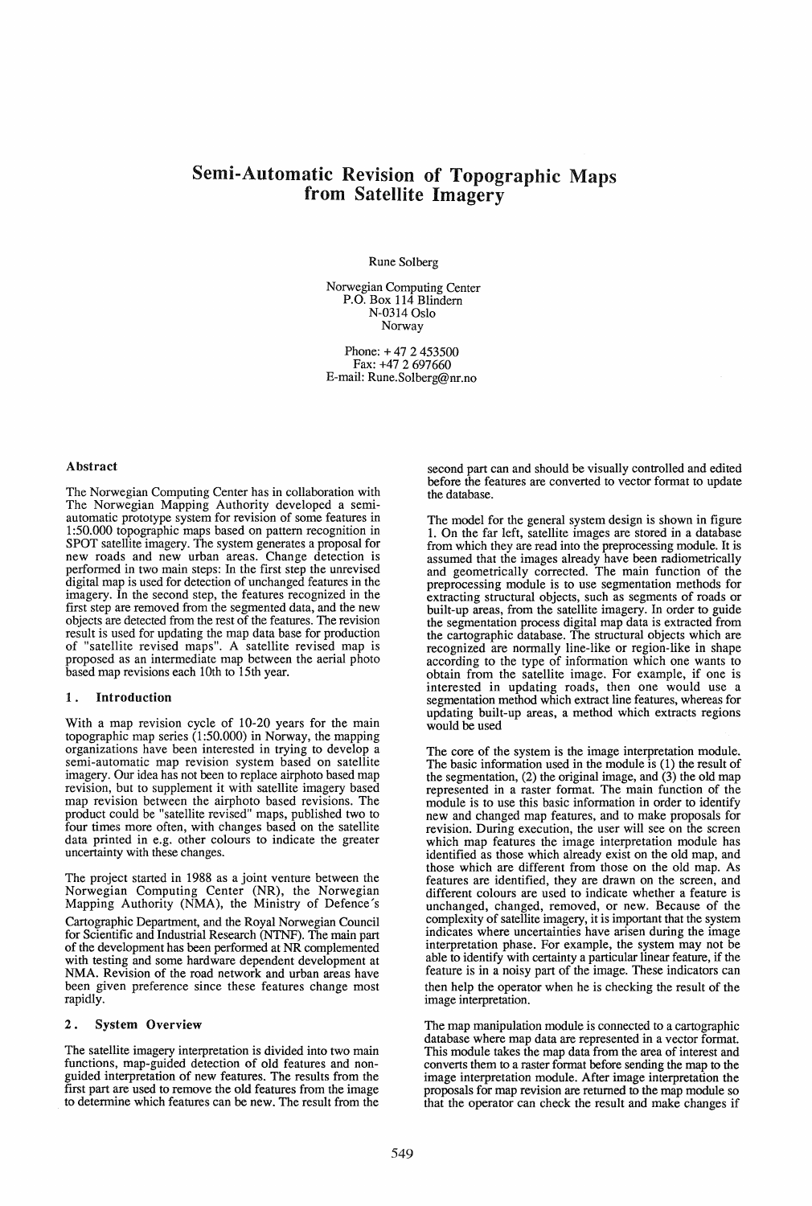# Semi-Automatic Revision of Topographic Maps from Satellite Imagery

Rune Solberg

Norwegian Computing Center
P.O. Box 114 Blindern
N-0314 Oslo
Norway

Phone: + 47 2 453500
Fax: +47 2 697660
E-mail: Rune.Solberg@nr.no

### Abstract

The Norwegian Computing Center has in collaboration with The Norwegian Mapping Authority developed a semi-automatic prototype system for revision of some features in 1:50.000 topographic maps based on pattern recognition in SPOT satellite imagery. The system generates a proposal for new roads and new urban areas. Change detection is performed in two main steps: In the first step the unrevised digital map is used for detection of unchanged features in the imagery. In the second step, the features recognized in the first step are removed from the segmented data, and the new objects are detected from the rest of the features. The revision result is used for updating the map data base for production of "satellite revised maps". A satellite revised map is proposed as an intermediate map between the aerial photo based map revisions each 10th to 15th year.

## 1. Introduction

With a map revision cycle of 10-20 years for the main topographic map series (1:50.000) in Norway, the mapping organizations have been interested in trying to develop a semi-automatic map revision system based on satellite imagery. Our idea has not been to replace airphoto based map revision, but to supplement it with satellite imagery based map revision between the airphoto based revisions. The product could be "satellite revised" maps, published two to four times more often, with changes based on the satellite data printed in e.g. other colours to indicate the greater uncertainty with these changes.

The project started in 1988 as a joint venture between the Norwegian Computing Center (NR), the Norwegian Mapping Authority (NMA), the Ministry of Defence's Cartographic Department, and the Royal Norwegian Council for Scientific and Industrial Research (NTNF). The main part of the development has been performed at NR complemented with testing and some hardware dependent development at NMA. Revision of the road network and urban areas have been given preference since these features change most rapidly.

## 2. System Overview

The satellite imagery interpretation is divided into two main functions, map-guided detection of old features and non-guided interpretation of new features. The results from the first part are used to remove the old features from the image to determine which features can be new. The result from the second part can and should be visually controlled and edited before the features are converted to vector format to update the database.

The model for the general system design is shown in figure 1. On the far left, satellite images are stored in a database from which they are read into the preprocessing module. It is assumed that the images already have been radiometrically and geometrically corrected. The main function of the preprocessing module is to use segmentation methods for extracting structural objects, such as segments of roads or built-up areas, from the satellite imagery. In order to guide the segmentation process digital map data is extracted from the cartographic database. The structural objects which are recognized are normally line-like or region-like in shape according to the type of information which one wants to obtain from the satellite image. For example, if one is interested in updating roads, then one would use a segmentation method which extract line features, whereas for updating built-up areas, a method which extracts regions would be used

The core of the system is the image interpretation module. The basic information used in the module is (1) the result of the segmentation, (2) the original image, and (3) the old map represented in a raster format. The main function of the module is to use this basic information in order to identify new and changed map features, and to make proposals for revision. During execution, the user will see on the screen which map features the image interpretation module has identified as those which already exist on the old map, and those which are different from those on the old map. As features are identified, they are drawn on the screen, and different colours are used to indicate whether a feature is unchanged, changed, removed, or new. Because of the complexity of satellite imagery, it is important that the system indicates where uncertainties have arisen during the image interpretation phase. For example, the system may not be able to identify with certainty a particular linear feature, if the feature is in a noisy part of the image. These indicators can then help the operator when he is checking the result of the image interpretation.

The map manipulation module is connected to a cartographic database where map data are represented in a vector format. This module takes the map data from the area of interest and converts them to a raster format before sending the map to the image interpretation module. After image interpretation the proposals for map revision are returned to the map module so that the operator can check the result and make changes if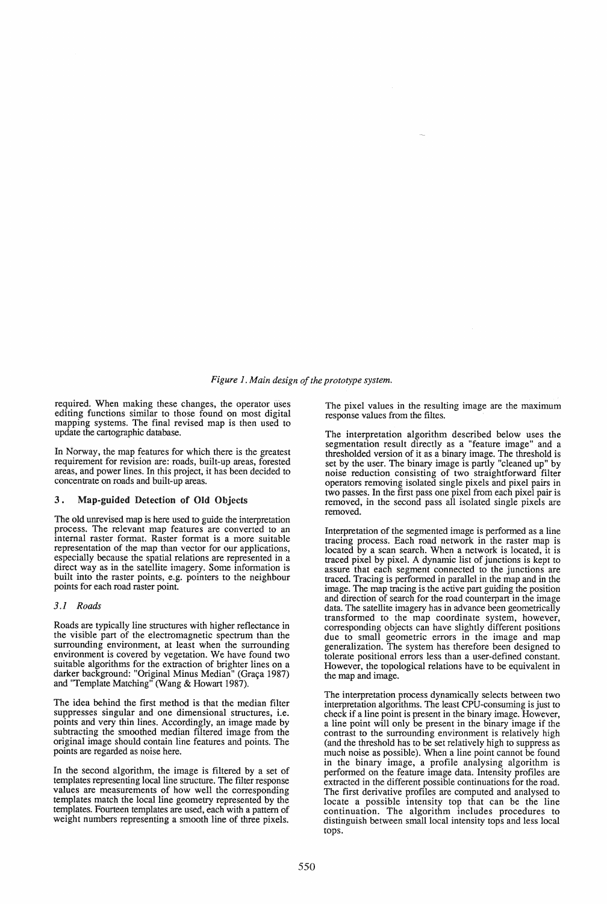*Figure 1. Main design of the prototype system.*

required. When making these changes, the operator uses editing functions similar to those found on most digital mapping systems. The final revised map is then used to update the cartographic database.

In Norway, the map features for which there is the greatest requirement for revision are: roads, built-up areas, forested areas, and power lines. In this project, it has been decided to concentrate on roads and built-up areas.

## 3. Map-guided Detection of Old Objects

The old unrevised map is here used to guide the interpretation process. The relevant map features are converted to an internal raster format. Raster format is a more suitable representation of the map than vector for our applications, especially because the spatial relations are represented in a direct way as in the satellite imagery. Some information is built into the raster points, e.g. pointers to the neighbour points for each road raster point.

### *3.1 Roads*

Roads are typically line structures with higher reflectance in the visible part of the electromagnetic spectrum than the surrounding environment, at least when the surrounding environment is covered by vegetation. We have found two suitable algorithms for the extraction of brighter lines on a darker background: "Original Minus Median" (Graça 1987) and "Template Matching" (Wang & Howart 1987).

The idea behind the first method is that the median filter suppresses singular and one dimensional structures, i.e. points and very thin lines. Accordingly, an image made by subtracting the smoothed median filtered image from the original image should contain line features and points. The points are regarded as noise here.

In the second algorithm, the image is filtered by a set of templates representing local line structure. The filter response values are measurements of how well the corresponding templates match the local line geometry represented by the templates. Fourteen templates are used, each with a pattern of weight numbers representing a smooth line of three pixels. The pixel values in the resulting image are the maximum response values from the filtes.

The interpretation algorithm described below uses the segmentation result directly as a "feature image" and a thresholded version of it as a binary image. The threshold is set by the user. The binary image is partly "cleaned up" by noise reduction consisting of two straightforward filter operators removing isolated single pixels and pixel pairs in two passes. In the first pass one pixel from each pixel pair is removed, in the second pass all isolated single pixels are removed.

Interpretation of the segmented image is performed as a line tracing process. Each road network in the raster map is located by a scan search. When a network is located, it is traced pixel by pixel. A dynamic list of junctions is kept to assure that each segment connected to the junctions are traced. Tracing is performed in parallel in the map and in the image. The map tracing is the active part guiding the position and direction of search for the road counterpart in the image data. The satellite imagery has in advance been geometrically transformed to the map coordinate system, however, corresponding objects can have slightly different positions due to small geometric errors in the image and map generalization. The system has therefore been designed to tolerate positional errors less than a user-defined constant. However, the topological relations have to be equivalent in the map and image.

The interpretation process dynamically selects between two interpretation algorithms. The least CPU-consuming is just to check if a line point is present in the binary image. However, a line point will only be present in the binary image if the contrast to the surrounding environment is relatively high (and the threshold has to be set relatively high to suppress as much noise as possible). When a line point cannot be found in the binary image, a profile analysing algorithm is performed on the feature image data. Intensity profiles are extracted in the different possible continuations for the road. The first derivative profiles are computed and analysed to locate a possible intensity top that can be the line continuation. The algorithm includes procedures to distinguish between small local intensity tops and less local tops.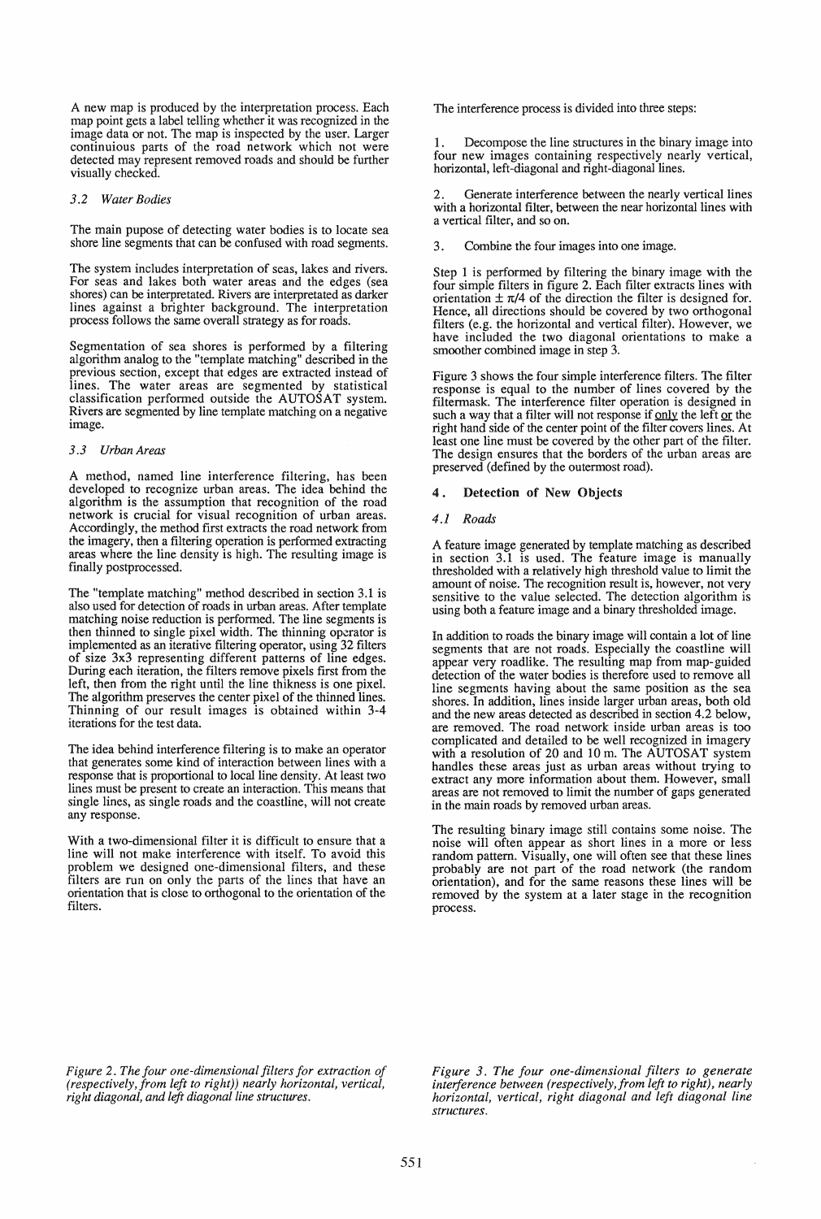A new map is produced by the interpretation process. Each map point gets a label telling whether it was recognized in the image data or not. The map is inspected by the user. Larger continiuous parts of the road network which not were detected may represent removed roads and should be further visually checked.

### 3.2 Water Bodies

The main pupose of detecting water bodies is to locate sea shore line segments that can be confused with road segments.

The system includes interpretation of seas, lakes and rivers. For seas and lakes both water areas and the edges (sea shores) can be interpretated. Rivers are interpretated as darker lines against a brighter background. The interpretation process follows the same overall strategy as for roads.

Segmentation of sea shores is performed by a filtering algorithm analog to the "template matching" described in the previous section, except that edges are extracted instead of lines. The water areas are segmented by statistical classification performed outside the AUTOSAT system. Rivers are segmented by line template matching on a negative image.

### 3.3 Urban Areas

A method, named line interference filtering, has been developed to recognize urban areas. The idea behind the algorithm is the assumption that recognition of the road network is crucial for visual recognition of urban areas. Accordingly, the method first extracts the road network from the imagery, then a filtering operation is performed extracting areas where the line density is high. The resulting image is finally postprocessed.

The "template matching" method described in section 3.1 is also used for detection of roads in urban areas. After template matching noise reduction is performed. The line segments is then thinned to single pixel width. The thinning operator is implemented as an iterative filtering operator, using 32 filters of size 3x3 representing different patterns of line edges. During each iteration, the filters remove pixels first from the left, then from the right until the line thikness is one pixel. The algorithm preserves the center pixel of the thinned lines. Thinning of our result images is obtained within 3-4 iterations for the test data.

The idea behind interference filtering is to make an operator that generates some kind of interaction between lines with a response that is proportional to local line density. At least two lines must be present to create an interaction. This means that single lines, as single roads and the coastline, will not create any response.

With a two-dimensional filter it is difficult to ensure that a line will not make interference with itself. To avoid this problem we designed one-dimensional filters, and these filters are run on only the parts of the lines that have an orientation that is close to orthogonal to the orientation of the filters.

The interference process is divided into three steps:

1. Decompose the line structures in the binary image into four new images containing respectively nearly vertical, horizontal, left-diagonal and right-diagonal lines.

2. Generate interference between the nearly vertical lines with a horizontal filter, between the near horizontal lines with a vertical filter, and so on.

3. Combine the four images into one image.

Step 1 is performed by filtering the binary image with the four simple filters in figure 2. Each filter extracts lines with orientation $\pm \pi/4$ of the direction the filter is designed for. Hence, all directions should be covered by two orthogonal filters (e.g. the horizontal and vertical filter). However, we have included the two diagonal orientations to make a smoother combined image in step 3.

Figure 3 shows the four simple interference filters. The filter response is equal to the number of lines covered by the filtermask. The interference filter operation is designed in such a way that a filter will not response if only the left or the right hand side of the center point of the filter covers lines. At least one line must be covered by the other part of the filter. The design ensures that the borders of the urban areas are preserved (defined by the outermost road).

## 4. Detection of New Objects

### 4.1 Roads

A feature image generated by template matching as described in section 3.1 is used. The feature image is manually thresholded with a relatively high threshold value to limit the amount of noise. The recognition result is, however, not very sensitive to the value selected. The detection algorithm is using both a feature image and a binary thresholded image.

In addition to roads the binary image will contain a lot of line segments that are not roads. Especially the coastline will appear very roadlike. The resulting map from map-guided detection of the water bodies is therefore used to remove all line segments having about the same position as the sea shores. In addition, lines inside larger urban areas, both old and the new areas detected as described in section 4.2 below, are removed. The road network inside urban areas is too complicated and detailed to be well recognized in imagery with a resolution of 20 and 10 m. The AUTOSAT system handles these areas just as urban areas without trying to extract any more information about them. However, small areas are not removed to limit the number of gaps generated in the main roads by removed urban areas.

The resulting binary image still contains some noise. The noise will often appear as short lines in a more or less random pattern. Visually, one will often see that these lines probably are not part of the road network (the random orientation), and for the same reasons these lines will be removed by the system at a later stage in the recognition process.

*Figure 2. The four one-dimensional filters for extraction of (respectively, from left to right)) nearly horizontal, vertical, right diagonal, and left diagonal line structures.*

*Figure 3. The four one-dimensional filters to generate interference between (respectively, from left to right), nearly horizontal, vertical, right diagonal and left diagonal line structures.*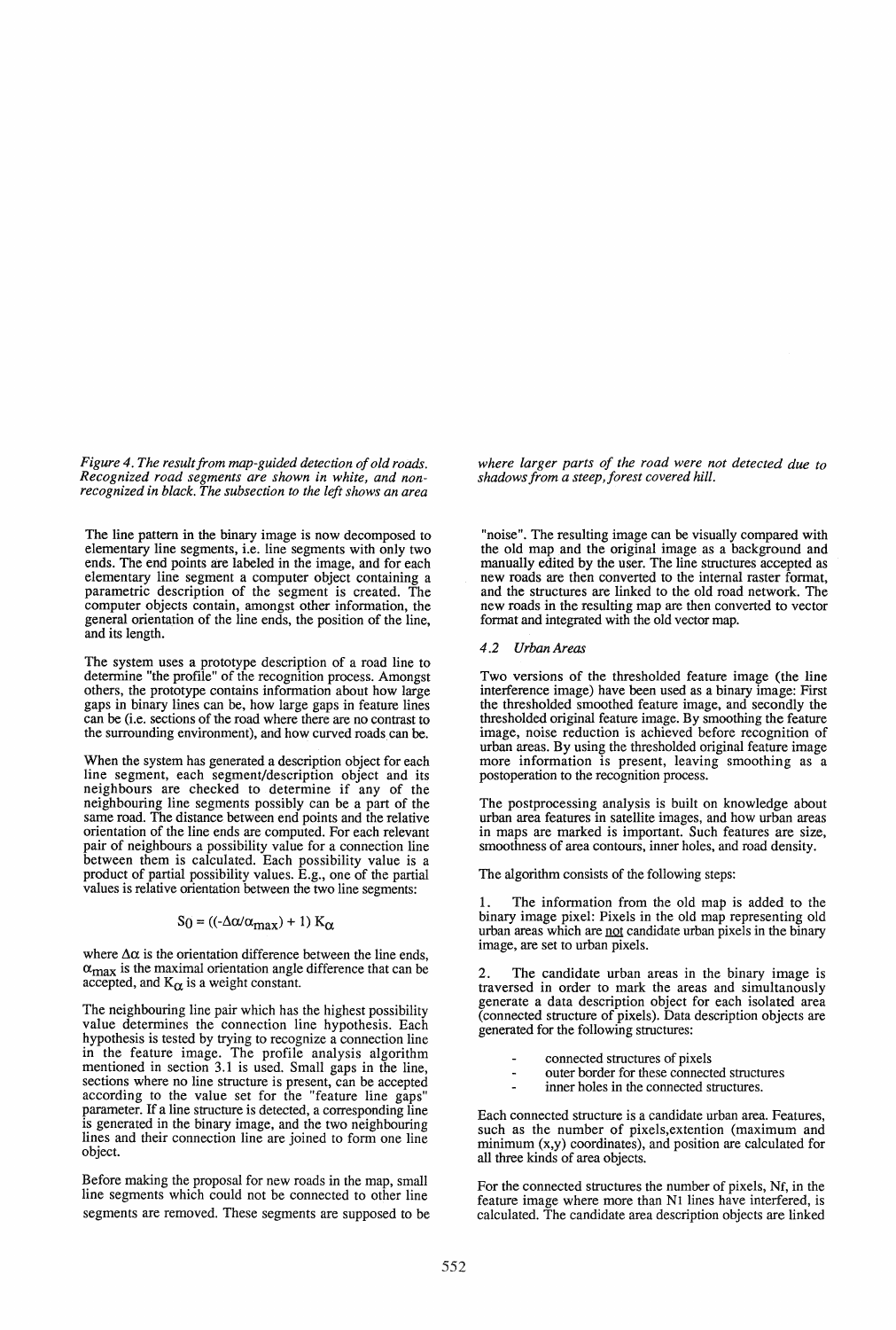*Figure 4. The result from map-guided detection of old roads. Recognized road segments are shown in white, and non-recognized in black. The subsection to the left shows an area where larger parts of the road were not detected due to shadows from a steep, forest covered hill.*

The line pattern in the binary image is now decomposed to elementary line segments, i.e. line segments with only two ends. The end points are labeled in the image, and for each elementary line segment a computer object containing a parametric description of the segment is created. The computer objects contain, amongst other information, the general orientation of the line ends, the position of the line, and its length.

The system uses a prototype description of a road line to determine "the profile" of the recognition process. Amongst others, the prototype contains information about how large gaps in binary lines can be, how large gaps in feature lines can be (i.e. sections of the road where there are no contrast to the surrounding environment), and how curved roads can be.

When the system has generated a description object for each line segment, each segment/description object and its neighbours are checked to determine if any of the neighbouring line segments possibly can be a part of the same road. The distance between end points and the relative orientation of the line ends are computed. For each relevant pair of neighbours a possibility value for a connection line between them is calculated. Each possibility value is a product of partial possibility values. E.g., one of the partial values is relative orientation between the two line segments:

$$S_0 = ((-\Delta\alpha/\alpha_{max}) + 1)\, K_\alpha$$

where $\Delta\alpha$ is the orientation difference between the line ends, $\alpha_{max}$ is the maximal orientation angle difference that can be accepted, and $K_\alpha$ is a weight constant.

The neighbouring line pair which has the highest possibility value determines the connection line hypothesis. Each hypothesis is tested by trying to recognize a connection line in the feature image. The profile analysis algorithm mentioned in section 3.1 is used. Small gaps in the line, sections where no line structure is present, can be accepted according to the value set for the "feature line gaps" parameter. If a line structure is detected, a corresponding line is generated in the binary image, and the two neighbouring lines and their connection line are joined to form one line object.

Before making the proposal for new roads in the map, small line segments which could not be connected to other line segments are removed. These segments are supposed to be "noise". The resulting image can be visually compared with the old map and the original image as a background and manually edited by the user. The line structures accepted as new roads are then converted to the internal raster format, and the structures are linked to the old road network. The new roads in the resulting map are then converted to vector format and integrated with the old vector map.

### 4.2 Urban Areas

Two versions of the thresholded feature image (the line interference image) have been used as a binary image: First the thresholded smoothed feature image, and secondly the thresholded original feature image. By smoothing the feature image, noise reduction is achieved before recognition of urban areas. By using the thresholded original feature image more information is present, leaving smoothing as a postoperation to the recognition process.

The postprocessing analysis is built on knowledge about urban area features in satellite images, and how urban areas in maps are marked is important. Such features are size, smoothness of area contours, inner holes, and road density.

The algorithm consists of the following steps:

1. The information from the old map is added to the binary image pixel: Pixels in the old map representing old urban areas which are <u>not</u> candidate urban pixels in the binary image, are set to urban pixels.

2. The candidate urban areas in the binary image is traversed in order to mark the areas and simultanously generate a data description object for each isolated area (connected structure of pixels). Data description objects are generated for the following structures:

- connected structures of pixels
- outer border for these connected structures
- inner holes in the connected structures.

Each connected structure is a candidate urban area. Features, such as the number of pixels,extention (maximum and minimum (x,y) coordinates), and position are calculated for all three kinds of area objects.

For the connected structures the number of pixels, Nf, in the feature image where more than Nl lines have interfered, is calculated. The candidate area description objects are linked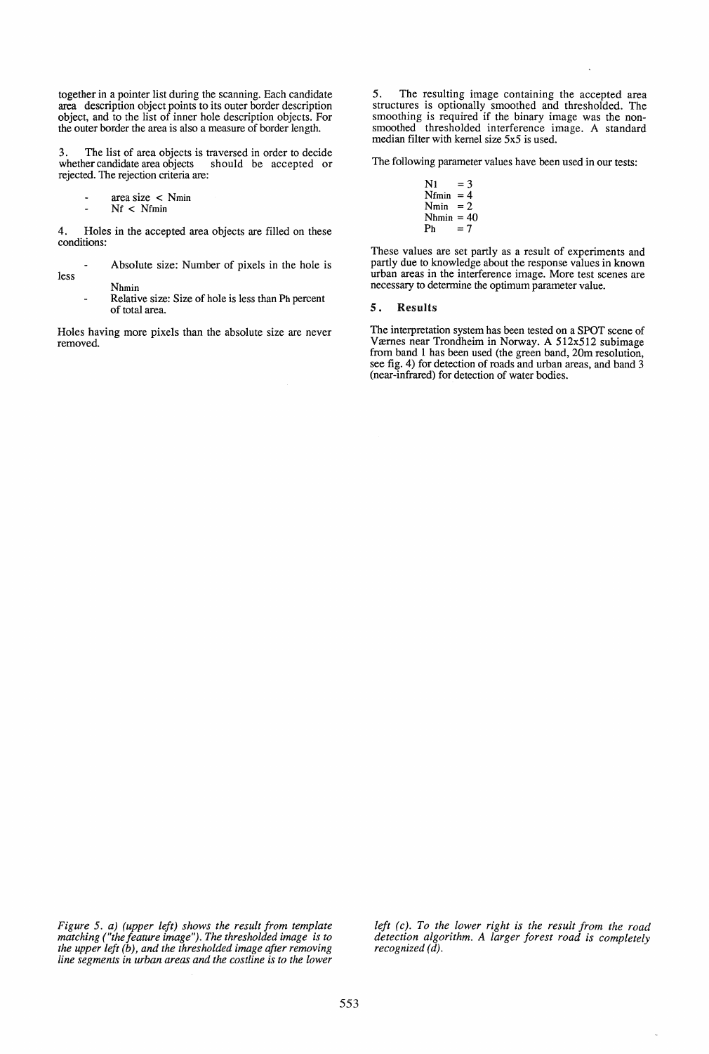together in a pointer list during the scanning. Each candidate area description object points to its outer border description object, and to the list of inner hole description objects. For the outer border the area is also a measure of border length.

3. The list of area objects is traversed in order to decide whether candidate area objects should be accepted or rejected. The rejection criteria are:

- area size < $N_{min}$
- $N_f$ < $N_{fmin}$

4. Holes in the accepted area objects are filled on these conditions:

- Absolute size: Number of pixels in the hole is less $N_{hmin}$
- Relative size: Size of hole is less than $P_h$ percent of total area.

Holes having more pixels than the absolute size are never removed.

5. The resulting image containing the accepted area structures is optionally smoothed and thresholded. The smoothing is required if the binary image was the non-smoothed thresholded interference image. A standard median filter with kernel size 5x5 is used.

The following parameter values have been used in our tests:

$N_l$ = 3
$N_{fmin}$ = 4
$N_{min}$ = 2
$N_{hmin}$ = 40
$P_h$ = 7

These values are set partly as a result of experiments and partly due to knowledge about the response values in known urban areas in the interference image. More test scenes are necessary to determine the optimum parameter value.

## 5. Results

The interpretation system has been tested on a SPOT scene of Værnes near Trondheim in Norway. A 512x512 subimage from band 1 has been used (the green band, 20m resolution, see fig. 4) for detection of roads and urban areas, and band 3 (near-infrared) for detection of water bodies.

*Figure 5. a) (upper left) shows the result from template matching ("the feature image"). The thresholded image is to the upper left (b), and the thresholded image after removing line segments in urban areas and the costline is to the lower left (c). To the lower right is the result from the road detection algorithm. A larger forest road is completely recognized (d).*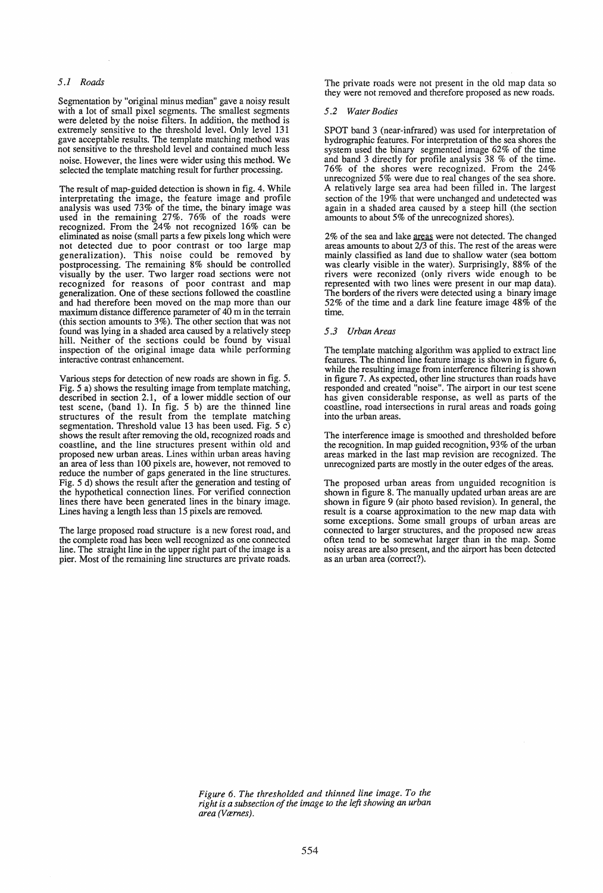### 5.1 Roads

Segmentation by "original minus median" gave a noisy result with a lot of small pixel segments. The smallest segments were deleted by the noise filters. In addition, the method is extremely sensitive to the threshold level. Only level 131 gave acceptable results. The template matching method was not sensitive to the threshold level and contained much less noise. However, the lines were wider using this method. We selected the template matching result for further processing.

The result of map-guided detection is shown in fig. 4. While interpretating the image, the feature image and profile analysis was used 73% of the time, the binary image was used in the remaining 27%. 76% of the roads were recognized. From the 24% not recognized 16% can be eliminated as noise (small parts a few pixels long which were not detected due to poor contrast or too large map generalization). This noise could be removed by postprocessing. The remaining 8% should be controlled visually by the user. Two larger road sections were not recognized for reasons of poor contrast and map generalization. One of these sections followed the coastline and had therefore been moved on the map more than our maximum distance difference parameter of 40 m in the terrain (this section amounts to 3%). The other section that was not found was lying in a shaded area caused by a relatively steep hill. Neither of the sections could be found by visual inspection of the original image data while performing interactive contrast enhancement.

Various steps for detection of new roads are shown in fig. 5. Fig. 5 a) shows the resulting image from template matching, described in section 2.1, of a lower middle section of our test scene, (band 1). In fig. 5 b) are the thinned line structures of the result from the template matching segmentation. Threshold value 13 has been used. Fig. 5 c) shows the result after removing the old, recognized roads and coastline, and the line structures present within old and proposed new urban areas. Lines within urban areas having an area of less than 100 pixels are, however, not removed to reduce the number of gaps generated in the line structures. Fig. 5 d) shows the result after the generation and testing of the hypothetical connection lines. For verified connection lines there have been generated lines in the binary image. Lines having a length less than 15 pixels are removed.

The large proposed road structure is a new forest road, and the complete road has been well recognized as one connected line. The straight line in the upper right part of the image is a pier. Most of the remaining line structures are private roads. The private roads were not present in the old map data so they were not removed and therefore proposed as new roads.

### 5.2 Water Bodies

SPOT band 3 (near-infrared) was used for interpretation of hydrographic features. For interpretation of the sea shores the system used the binary segmented image 62% of the time and band 3 directly for profile analysis 38 % of the time. 76% of the shores were recognized. From the 24% unrecognized 5% were due to real changes of the sea shore. A relatively large sea area had been filled in. The largest section of the 19% that were unchanged and undetected was again in a shaded area caused by a steep hill (the section amounts to about 5% of the unrecognized shores).

2% of the sea and lake areas were not detected. The changed areas amounts to about 2/3 of this. The rest of the areas were mainly classified as land due to shallow water (sea bottom was clearly visible in the water). Surprisingly, 88% of the rivers were reconized (only rivers wide enough to be represented with two lines were present in our map data). The borders of the rivers were detected using a binary image 52% of the time and a dark line feature image 48% of the time.

### 5.3 Urban Areas

The template matching algorithm was applied to extract line features. The thinned line feature image is shown in figure 6, while the resulting image from interference filtering is shown in figure 7. As expected, other line structures than roads have responded and created "noise". The airport in our test scene has given considerable response, as well as parts of the coastline, road intersections in rural areas and roads going into the urban areas.

The interference image is smoothed and thresholded before the recognition. In map guided recognition, 93% of the urban areas marked in the last map revision are recognized. The unrecognized parts are mostly in the outer edges of the areas.

The proposed urban areas from unguided recognition is shown in figure 8. The manually updated urban areas are are shown in figure 9 (air photo based revision). In general, the result is a coarse approximation to the new map data with some exceptions. Some small groups of urban areas are connected to larger structures, and the proposed new areas often tend to be somewhat larger than in the map. Some noisy areas are also present, and the airport has been detected as an urban area (correct?).

*Figure 6. The thresholded and thinned line image. To the right is a subsection of the image to the left showing an urban area (Værnes).*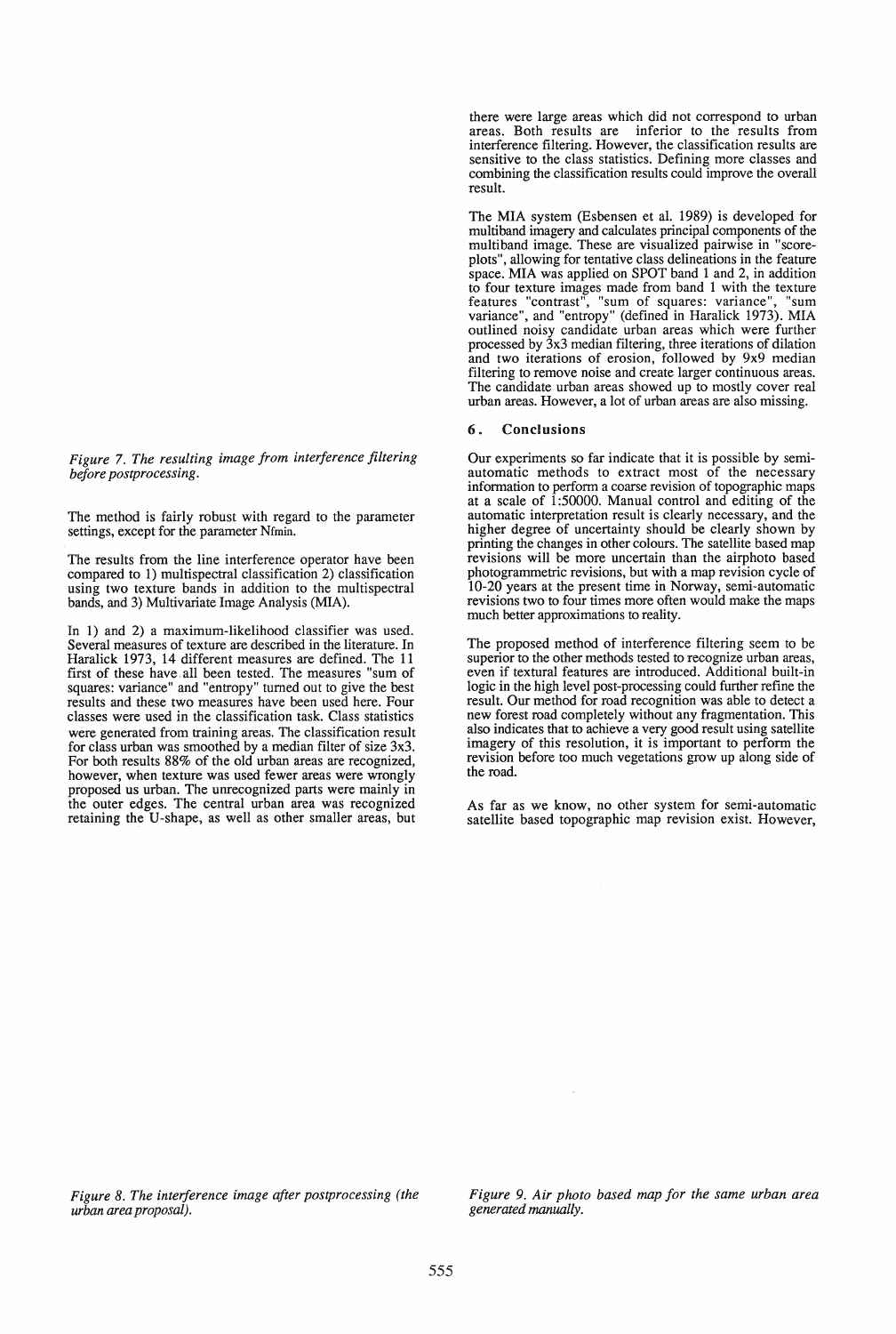*Figure 7. The resulting image from interference filtering before postprocessing.*

The method is fairly robust with regard to the parameter settings, except for the parameter $N_{fmin}$.

The results from the line interference operator have been compared to 1) multispectral classification 2) classification using two texture bands in addition to the multispectral bands, and 3) Multivariate Image Analysis (MIA).

In 1) and 2) a maximum-likelihood classifier was used. Several measures of texture are described in the literature. In Haralick 1973, 14 different measures are defined. The 11 first of these have all been tested. The measures "sum of squares: variance" and "entropy" turned out to give the best results and these two measures have been used here. Four classes were used in the classification task. Class statistics were generated from training areas. The classification result for class urban was smoothed by a median filter of size 3x3. For both results 88% of the old urban areas are recognized, however, when texture was used fewer areas were wrongly proposed us urban. The unrecognized parts were mainly in the outer edges. The central urban area was recognized retaining the U-shape, as well as other smaller areas, but there were large areas which did not correspond to urban areas. Both results are inferior to the results from interference filtering. However, the classification results are sensitive to the class statistics. Defining more classes and combining the classification results could improve the overall result.

The MIA system (Esbensen et al. 1989) is developed for multiband imagery and calculates principal components of the multiband image. These are visualized pairwise in "score-plots", allowing for tentative class delineations in the feature space. MIA was applied on SPOT band 1 and 2, in addition to four texture images made from band 1 with the texture features "contrast", "sum of squares: variance", "sum variance", and "entropy" (defined in Haralick 1973). MIA outlined noisy candidate urban areas which were further processed by 3x3 median filtering, three iterations of dilation and two iterations of erosion, followed by 9x9 median filtering to remove noise and create larger continuous areas. The candidate urban areas showed up to mostly cover real urban areas. However, a lot of urban areas are also missing.

## 6. Conclusions

Our experiments so far indicate that it is possible by semi-automatic methods to extract most of the necessary information to perform a coarse revision of topographic maps at a scale of 1:50000. Manual control and editing of the automatic interpretation result is clearly necessary, and the higher degree of uncertainty should be clearly shown by printing the changes in other colours. The satellite based map revisions will be more uncertain than the airphoto based photogrammetric revisions, but with a map revision cycle of 10-20 years at the present time in Norway, semi-automatic revisions two to four times more often would make the maps much better approximations to reality.

The proposed method of interference filtering seem to be superior to the other methods tested to recognize urban areas, even if textural features are introduced. Additional built-in logic in the high level post-processing could further refine the result. Our method for road recognition was able to detect a new forest road completely without any fragmentation. This also indicates that to achieve a very good result using satellite imagery of this resolution, it is important to perform the revision before too much vegetations grow up along side of the road.

As far as we know, no other system for semi-automatic satellite based topographic map revision exist. However,

*Figure 8. The interference image after postprocessing (the urban area proposal).*

*Figure 9. Air photo based map for the same urban area generated manually.*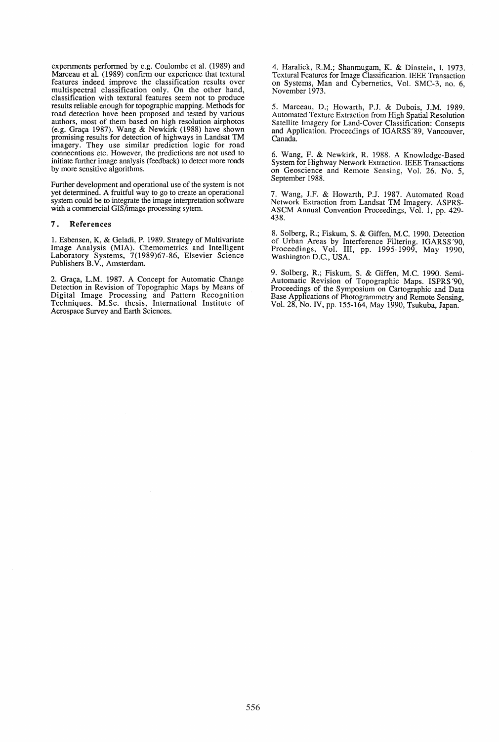experiments performed by e.g. Coulombe et al. (1989) and Marceau et al. (1989) confirm our experience that textural features indeed improve the classification results over multispectral classification only. On the other hand, classification with textural features seem not to produce results reliable enough for topographic mapping. Methods for road detection have been proposed and tested by various authors, most of them based on high resolution airphotos (e.g. Graça 1987). Wang & Newkirk (1988) have shown promising results for detection of highways in Landsat TM imagery. They use similar prediction logic for road connecntions etc. However, the predictions are not used to initiate further image analysis (feedback) to detect more roads by more sensitive algorithms.

Further development and operational use of the system is not yet determined. A fruitful way to go to create an operational system could be to integrate the image interpretation software with a commercial GIS/image processing sytem.

## 7. References

1. Esbensen, K, & Geladi, P. 1989. Strategy of Multivariate Image Analysis (MIA). Chemometrics and Intelligent Laboratory Systems, 7(1989)67-86, Elsevier Science Publishers B.V., Amsterdam.

2. Graça, L.M. 1987. A Concept for Automatic Change Detection in Revision of Topographic Maps by Means of Digital Image Processing and Pattern Recognition Techniques. M.Sc. thesis, International Institute of Aerospace Survey and Earth Sciences.

4. Haralick, R.M.; Shanmugam, K. & Dinstein, I. 1973. Textural Features for Image Classification. IEEE Transaction on Systems, Man and Cybernetics, Vol. SMC-3, no. 6, November 1973.

5. Marceau, D.; Howarth, P.J. & Dubois, J.M. 1989. Automated Texture Extraction from High Spatial Resolution Satellite Imagery for Land-Cover Classification: Consepts and Application. Proceedings of IGARSS'89, Vancouver, Canada.

6. Wang, F. & Newkirk, R. 1988. A Knowledge-Based System for Highway Network Extraction. IEEE Transactions on Geoscience and Remote Sensing, Vol. 26. No. 5, September 1988.

7. Wang, J.F. & Howarth, P.J. 1987. Automated Road Network Extraction from Landsat TM Imagery. ASPRS-ASCM Annual Convention Proceedings, Vol. 1, pp. 429-438.

8. Solberg, R.; Fiskum, S. & Giffen, M.C. 1990. Detection of Urban Areas by Interference Filtering. IGARSS'90, Proceedings, Vol. III, pp. 1995-1999, May 1990, Washington D.C., USA.

9. Solberg, R.; Fiskum, S. & Giffen, M.C. 1990. Semi-Automatic Revision of Topographic Maps. ISPRS'90, Proceedings of the Symposium on Cartographic and Data Base Applications of Photogrammetry and Remote Sensing, Vol. 28, No. IV, pp. 155-164, May 1990, Tsukuba, Japan.